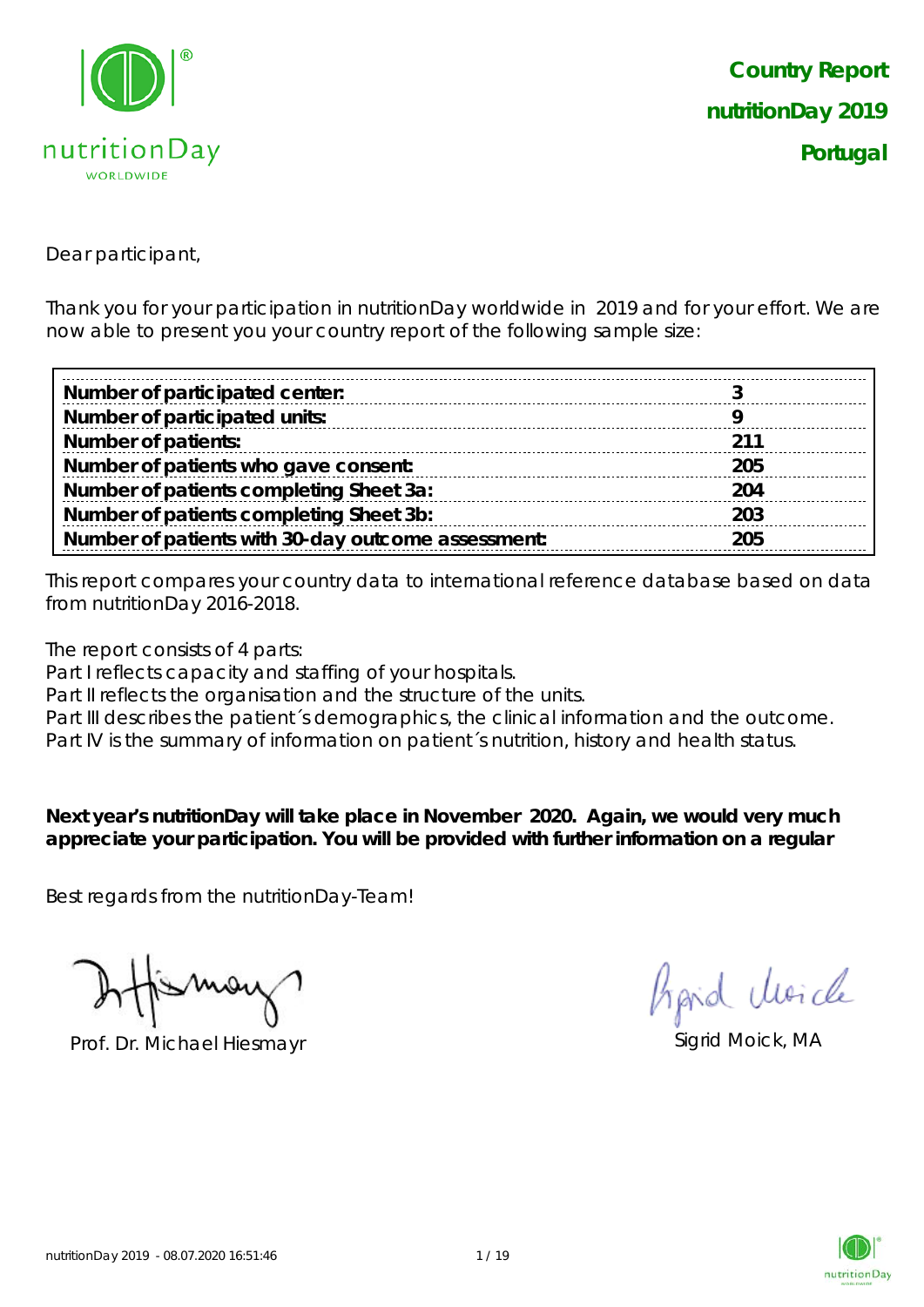# Country Report
## nutritionDay 2019
## Portugal

Dear participant,

Thank you for your participation in nutritionDay worldwide in 2019 and for your effort. We are now able to present you your country report of the following sample size:

| | |
|---|---|
| **Number of participated center:** | **3** |
| **Number of participated units:** | **9** |
| **Number of patients:** | **211** |
| **Number of patients who gave consent:** | **205** |
| **Number of patients completing Sheet 3a:** | **204** |
| **Number of patients completing Sheet 3b:** | **203** |
| **Number of patients with 30-day outcome assessment:** | **205** |

This report compares your country data to international reference database based on data from nutritionDay 2016-2018.

The report consists of 4 parts:
Part I reflects capacity and staffing of your hospitals.
Part II reflects the organisation and the structure of the units.
Part III describes the patient´s demographics, the clinical information and the outcome.
Part IV is the summary of information on patient´s nutrition, history and health status.

**Next year's nutritionDay will take place in November 2020. Again, we would very much appreciate your participation. You will be provided with further information on a regular**

Best regards from the nutritionDay-Team!

Prof. Dr. Michael Hiesmayr

Sigrid Moick, MA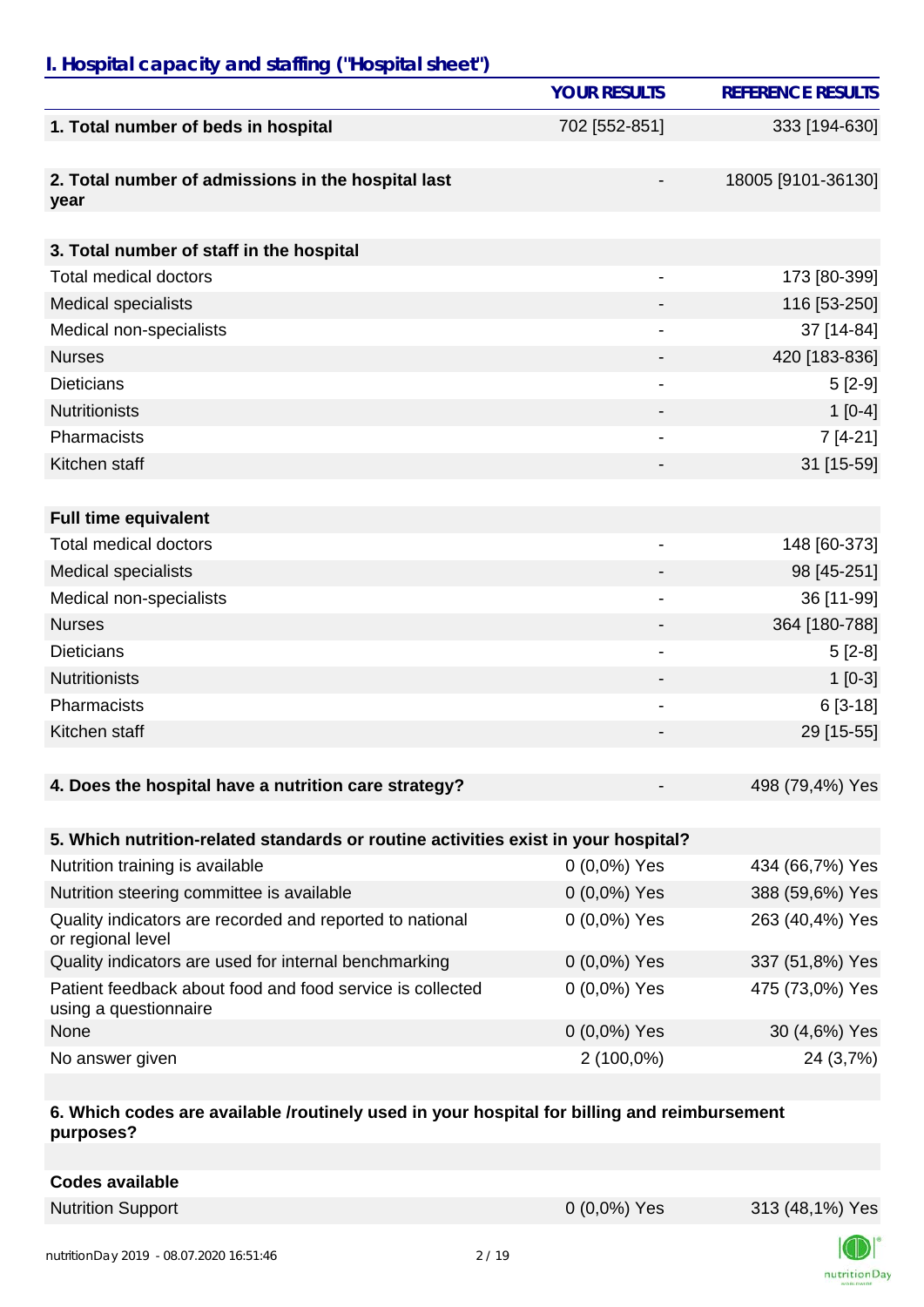## I. Hospital capacity and staffing ("Hospital sheet")

| | YOUR RESULTS | REFERENCE RESULTS |
|---|---|---|
| **1. Total number of beds in hospital** | 702 [552-851] | 333 [194-630] |
| **2. Total number of admissions in the hospital last year** | - | 18005 [9101-36130] |
| **3. Total number of staff in the hospital** | | |
| Total medical doctors | - | 173 [80-399] |
| Medical specialists | - | 116 [53-250] |
| Medical non-specialists | - | 37 [14-84] |
| Nurses | - | 420 [183-836] |
| Dieticians | - | 5 [2-9] |
| Nutritionists | - | 1 [0-4] |
| Pharmacists | - | 7 [4-21] |
| Kitchen staff | - | 31 [15-59] |
| **Full time equivalent** | | |
| Total medical doctors | - | 148 [60-373] |
| Medical specialists | - | 98 [45-251] |
| Medical non-specialists | - | 36 [11-99] |
| Nurses | - | 364 [180-788] |
| Dieticians | - | 5 [2-8] |
| Nutritionists | - | 1 [0-3] |
| Pharmacists | - | 6 [3-18] |
| Kitchen staff | - | 29 [15-55] |
| **4. Does the hospital have a nutrition care strategy?** | - | 498 (79,4%) Yes |
| **5. Which nutrition-related standards or routine activities exist in your hospital?** | | |
| Nutrition training is available | 0 (0,0%) Yes | 434 (66,7%) Yes |
| Nutrition steering committee is available | 0 (0,0%) Yes | 388 (59,6%) Yes |
| Quality indicators are recorded and reported to national or regional level | 0 (0,0%) Yes | 263 (40,4%) Yes |
| Quality indicators are used for internal benchmarking | 0 (0,0%) Yes | 337 (51,8%) Yes |
| Patient feedback about food and food service is collected using a questionnaire | 0 (0,0%) Yes | 475 (73,0%) Yes |
| None | 0 (0,0%) Yes | 30 (4,6%) Yes |
| No answer given | 2 (100,0%) | 24 (3,7%) |
| **6. Which codes are available /routinely used in your hospital for billing and reimbursement purposes?** | | |
| **Codes available** | | |
| Nutrition Support | 0 (0,0%) Yes | 313 (48,1%) Yes |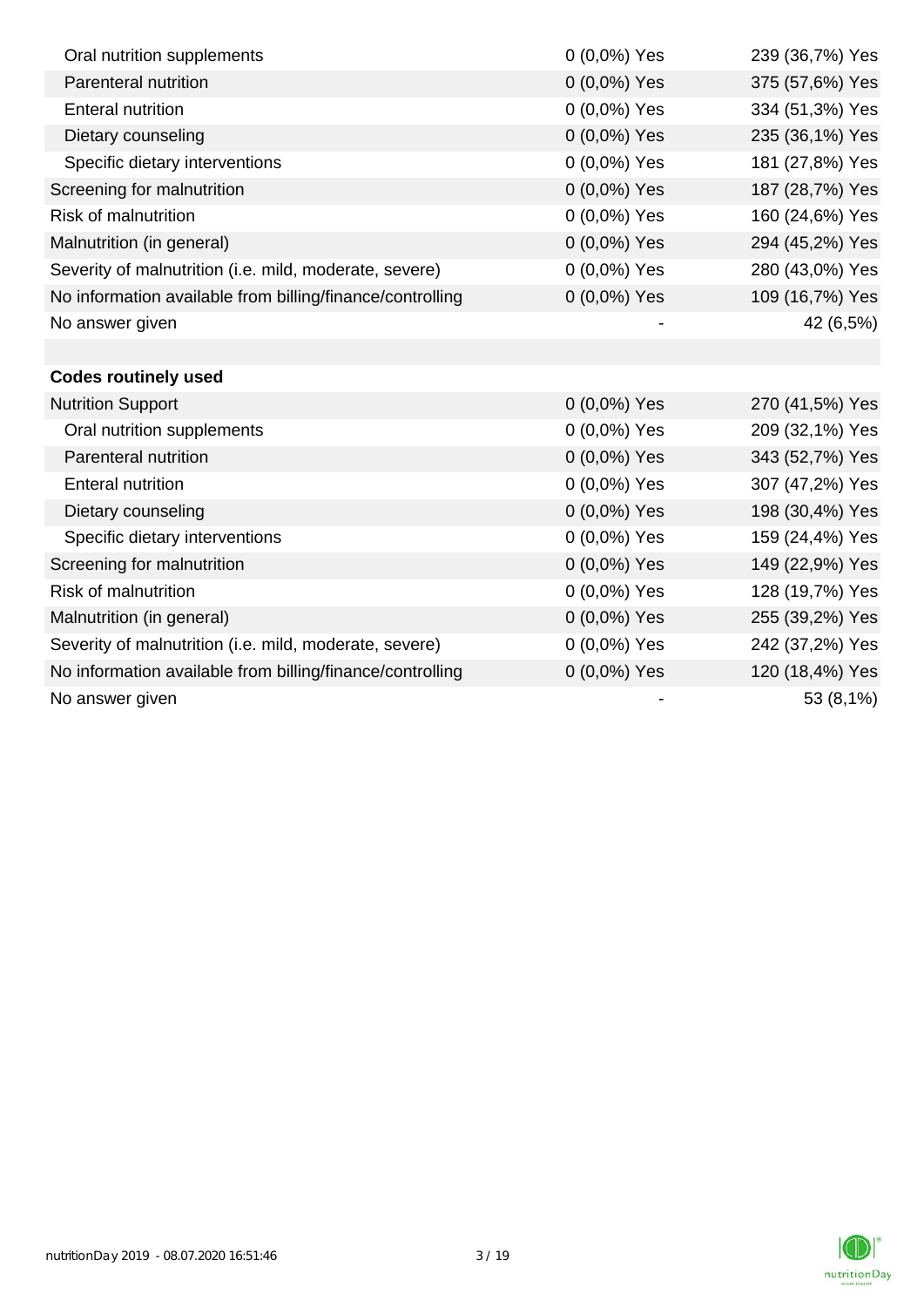| | | |
|---|---|---|
| Oral nutrition supplements | 0 (0,0%) Yes | 239 (36,7%) Yes |
| Parenteral nutrition | 0 (0,0%) Yes | 375 (57,6%) Yes |
| Enteral nutrition | 0 (0,0%) Yes | 334 (51,3%) Yes |
| Dietary counseling | 0 (0,0%) Yes | 235 (36,1%) Yes |
| Specific dietary interventions | 0 (0,0%) Yes | 181 (27,8%) Yes |
| Screening for malnutrition | 0 (0,0%) Yes | 187 (28,7%) Yes |
| Risk of malnutrition | 0 (0,0%) Yes | 160 (24,6%) Yes |
| Malnutrition (in general) | 0 (0,0%) Yes | 294 (45,2%) Yes |
| Severity of malnutrition (i.e. mild, moderate, severe) | 0 (0,0%) Yes | 280 (43,0%) Yes |
| No information available from billing/finance/controlling | 0 (0,0%) Yes | 109 (16,7%) Yes |
| No answer given | - | 42 (6,5%) |
| | | |
| **Codes routinely used** | | |
| Nutrition Support | 0 (0,0%) Yes | 270 (41,5%) Yes |
| Oral nutrition supplements | 0 (0,0%) Yes | 209 (32,1%) Yes |
| Parenteral nutrition | 0 (0,0%) Yes | 343 (52,7%) Yes |
| Enteral nutrition | 0 (0,0%) Yes | 307 (47,2%) Yes |
| Dietary counseling | 0 (0,0%) Yes | 198 (30,4%) Yes |
| Specific dietary interventions | 0 (0,0%) Yes | 159 (24,4%) Yes |
| Screening for malnutrition | 0 (0,0%) Yes | 149 (22,9%) Yes |
| Risk of malnutrition | 0 (0,0%) Yes | 128 (19,7%) Yes |
| Malnutrition (in general) | 0 (0,0%) Yes | 255 (39,2%) Yes |
| Severity of malnutrition (i.e. mild, moderate, severe) | 0 (0,0%) Yes | 242 (37,2%) Yes |
| No information available from billing/finance/controlling | 0 (0,0%) Yes | 120 (18,4%) Yes |
| No answer given | - | 53 (8,1%) |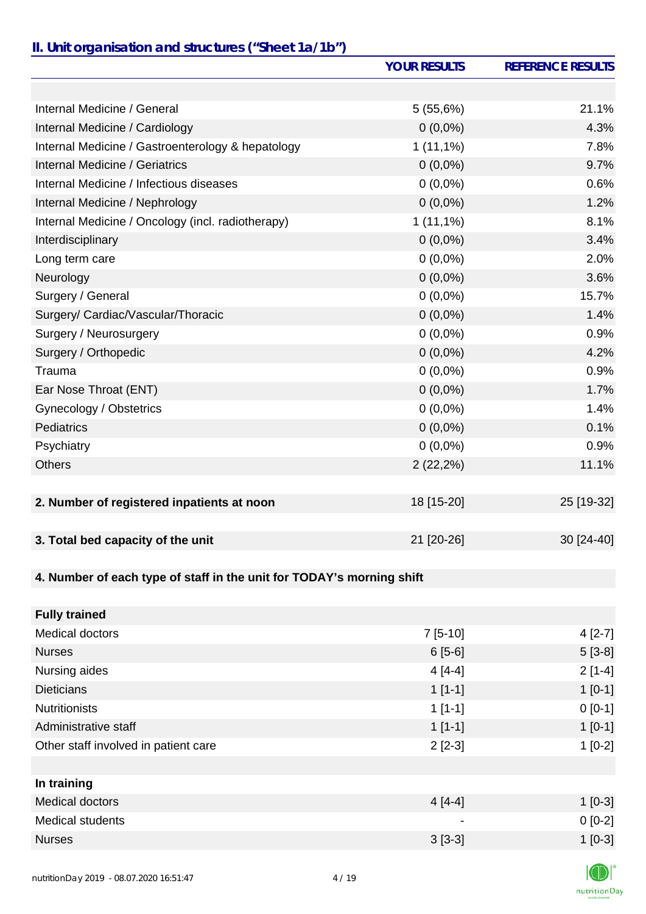## II. Unit organisation and structures ("Sheet 1a/1b")

| | YOUR RESULTS | REFERENCE RESULTS |
|---|---|---|
| | | |
| Internal Medicine / General | 5 (55,6%) | 21.1% |
| Internal Medicine / Cardiology | 0 (0,0%) | 4.3% |
| Internal Medicine / Gastroenterology & hepatology | 1 (11,1%) | 7.8% |
| Internal Medicine / Geriatrics | 0 (0,0%) | 9.7% |
| Internal Medicine / Infectious diseases | 0 (0,0%) | 0.6% |
| Internal Medicine / Nephrology | 0 (0,0%) | 1.2% |
| Internal Medicine / Oncology (incl. radiotherapy) | 1 (11,1%) | 8.1% |
| Interdisciplinary | 0 (0,0%) | 3.4% |
| Long term care | 0 (0,0%) | 2.0% |
| Neurology | 0 (0,0%) | 3.6% |
| Surgery / General | 0 (0,0%) | 15.7% |
| Surgery/ Cardiac/Vascular/Thoracic | 0 (0,0%) | 1.4% |
| Surgery / Neurosurgery | 0 (0,0%) | 0.9% |
| Surgery / Orthopedic | 0 (0,0%) | 4.2% |
| Trauma | 0 (0,0%) | 0.9% |
| Ear Nose Throat (ENT) | 0 (0,0%) | 1.7% |
| Gynecology / Obstetrics | 0 (0,0%) | 1.4% |
| Pediatrics | 0 (0,0%) | 0.1% |
| Psychiatry | 0 (0,0%) | 0.9% |
| Others | 2 (22,2%) | 11.1% |
| | | |
| **2. Number of registered inpatients at noon** | 18 [15-20] | 25 [19-32] |
| | | |
| **3. Total bed capacity of the unit** | 21 [20-26] | 30 [24-40] |
| | | |
| **4. Number of each type of staff in the unit for TODAY's morning shift** | | |
| | | |
| **Fully trained** | | |
| Medical doctors | 7 [5-10] | 4 [2-7] |
| Nurses | 6 [5-6] | 5 [3-8] |
| Nursing aides | 4 [4-4] | 2 [1-4] |
| Dieticians | 1 [1-1] | 1 [0-1] |
| Nutritionists | 1 [1-1] | 0 [0-1] |
| Administrative staff | 1 [1-1] | 1 [0-1] |
| Other staff involved in patient care | 2 [2-3] | 1 [0-2] |
| | | |
| **In training** | | |
| Medical doctors | 4 [4-4] | 1 [0-3] |
| Medical students | - | 0 [0-2] |
| Nurses | 3 [3-3] | 1 [0-3] |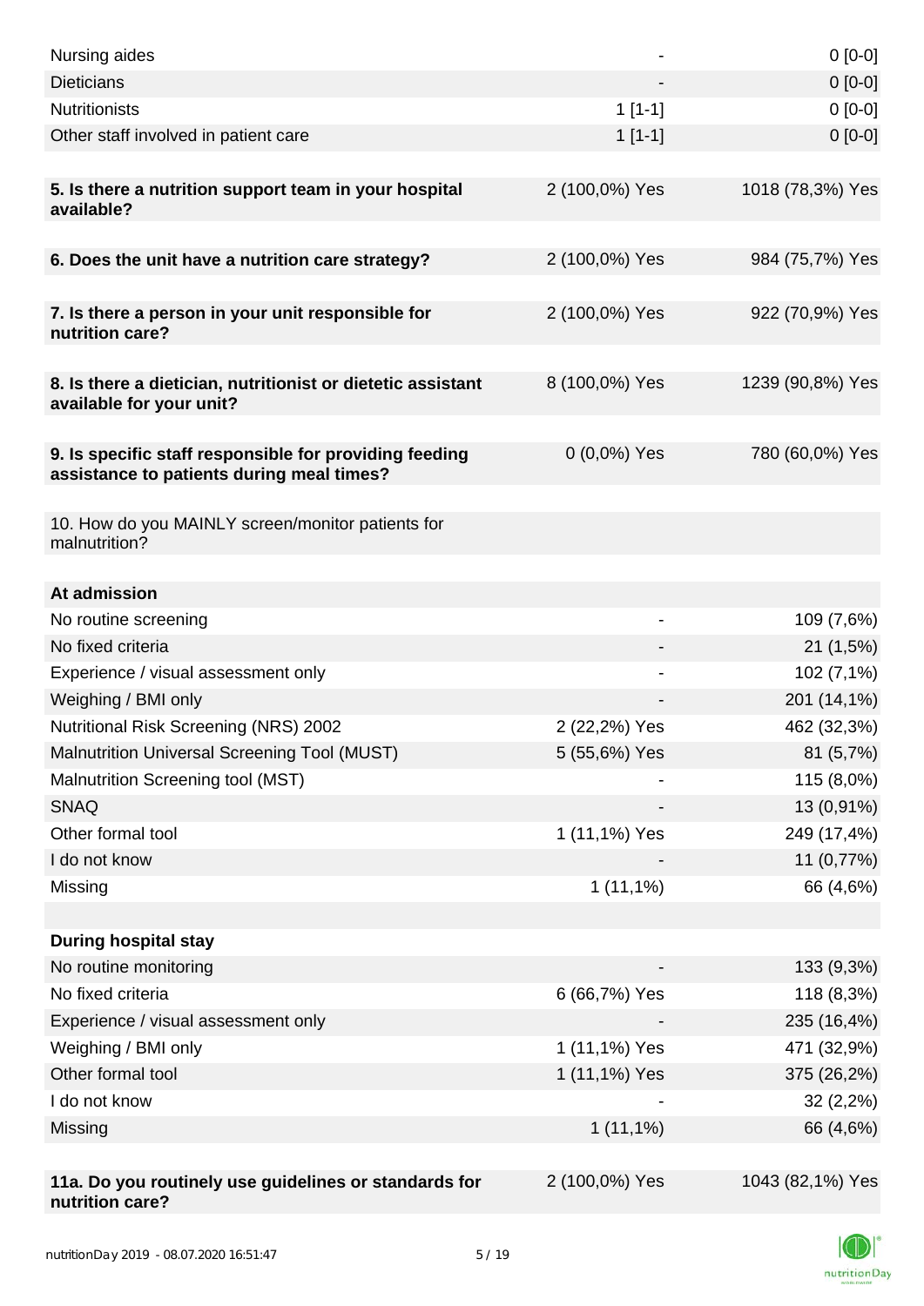| | | |
|---|---|---|
| Nursing aides | - | 0 [0-0] |
| Dieticians | - | 0 [0-0] |
| Nutritionists | 1 [1-1] | 0 [0-0] |
| Other staff involved in patient care | 1 [1-1] | 0 [0-0] |
| | | |
| **5. Is there a nutrition support team in your hospital available?** | 2 (100,0%) Yes | 1018 (78,3%) Yes |
| | | |
| **6. Does the unit have a nutrition care strategy?** | 2 (100,0%) Yes | 984 (75,7%) Yes |
| | | |
| **7. Is there a person in your unit responsible for nutrition care?** | 2 (100,0%) Yes | 922 (70,9%) Yes |
| | | |
| **8. Is there a dietician, nutritionist or dietetic assistant available for your unit?** | 8 (100,0%) Yes | 1239 (90,8%) Yes |
| | | |
| **9. Is specific staff responsible for providing feeding assistance to patients during meal times?** | 0 (0,0%) Yes | 780 (60,0%) Yes |
| | | |
| 10. How do you MAINLY screen/monitor patients for malnutrition? | | |
| | | |
| **At admission** | | |
| No routine screening | - | 109 (7,6%) |
| No fixed criteria | - | 21 (1,5%) |
| Experience / visual assessment only | - | 102 (7,1%) |
| Weighing / BMI only | - | 201 (14,1%) |
| Nutritional Risk Screening (NRS) 2002 | 2 (22,2%) Yes | 462 (32,3%) |
| Malnutrition Universal Screening Tool (MUST) | 5 (55,6%) Yes | 81 (5,7%) |
| Malnutrition Screening tool (MST) | - | 115 (8,0%) |
| SNAQ | - | 13 (0,91%) |
| Other formal tool | 1 (11,1%) Yes | 249 (17,4%) |
| I do not know | - | 11 (0,77%) |
| Missing | 1 (11,1%) | 66 (4,6%) |
| | | |
| **During hospital stay** | | |
| No routine monitoring | - | 133 (9,3%) |
| No fixed criteria | 6 (66,7%) Yes | 118 (8,3%) |
| Experience / visual assessment only | - | 235 (16,4%) |
| Weighing / BMI only | 1 (11,1%) Yes | 471 (32,9%) |
| Other formal tool | 1 (11,1%) Yes | 375 (26,2%) |
| I do not know | - | 32 (2,2%) |
| Missing | 1 (11,1%) | 66 (4,6%) |
| | | |
| **11a. Do you routinely use guidelines or standards for nutrition care?** | 2 (100,0%) Yes | 1043 (82,1%) Yes |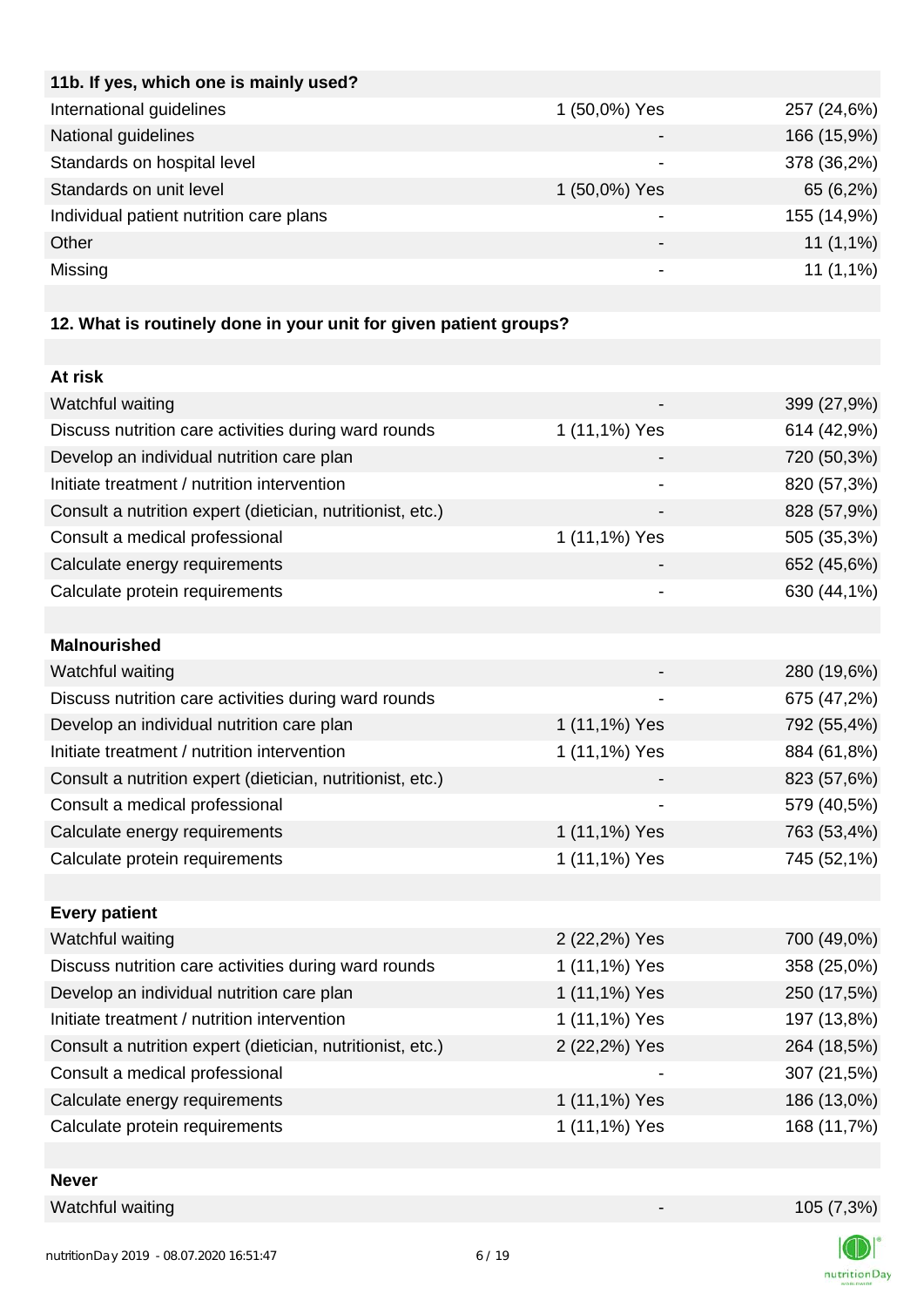| 11b. If yes, which one is mainly used? | | |
|---|---|---|
| International guidelines | 1 (50,0%) Yes | 257 (24,6%) |
| National guidelines | - | 166 (15,9%) |
| Standards on hospital level | - | 378 (36,2%) |
| Standards on unit level | 1 (50,0%) Yes | 65 (6,2%) |
| Individual patient nutrition care plans | - | 155 (14,9%) |
| Other | - | 11 (1,1%) |
| Missing | - | 11 (1,1%) |

**12. What is routinely done in your unit for given patient groups?**

| At risk | | |
|---|---|---|
| Watchful waiting | - | 399 (27,9%) |
| Discuss nutrition care activities during ward rounds | 1 (11,1%) Yes | 614 (42,9%) |
| Develop an individual nutrition care plan | - | 720 (50,3%) |
| Initiate treatment / nutrition intervention | - | 820 (57,3%) |
| Consult a nutrition expert (dietician, nutritionist, etc.) | - | 828 (57,9%) |
| Consult a medical professional | 1 (11,1%) Yes | 505 (35,3%) |
| Calculate energy requirements | - | 652 (45,6%) |
| Calculate protein requirements | - | 630 (44,1%) |

| Malnourished | | |
|---|---|---|
| Watchful waiting | - | 280 (19,6%) |
| Discuss nutrition care activities during ward rounds | - | 675 (47,2%) |
| Develop an individual nutrition care plan | 1 (11,1%) Yes | 792 (55,4%) |
| Initiate treatment / nutrition intervention | 1 (11,1%) Yes | 884 (61,8%) |
| Consult a nutrition expert (dietician, nutritionist, etc.) | - | 823 (57,6%) |
| Consult a medical professional | - | 579 (40,5%) |
| Calculate energy requirements | 1 (11,1%) Yes | 763 (53,4%) |
| Calculate protein requirements | 1 (11,1%) Yes | 745 (52,1%) |

| Every patient | | |
|---|---|---|
| Watchful waiting | 2 (22,2%) Yes | 700 (49,0%) |
| Discuss nutrition care activities during ward rounds | 1 (11,1%) Yes | 358 (25,0%) |
| Develop an individual nutrition care plan | 1 (11,1%) Yes | 250 (17,5%) |
| Initiate treatment / nutrition intervention | 1 (11,1%) Yes | 197 (13,8%) |
| Consult a nutrition expert (dietician, nutritionist, etc.) | 2 (22,2%) Yes | 264 (18,5%) |
| Consult a medical professional | - | 307 (21,5%) |
| Calculate energy requirements | 1 (11,1%) Yes | 186 (13,0%) |
| Calculate protein requirements | 1 (11,1%) Yes | 168 (11,7%) |

| Never | | |
|---|---|---|
| Watchful waiting | - | 105 (7,3%) |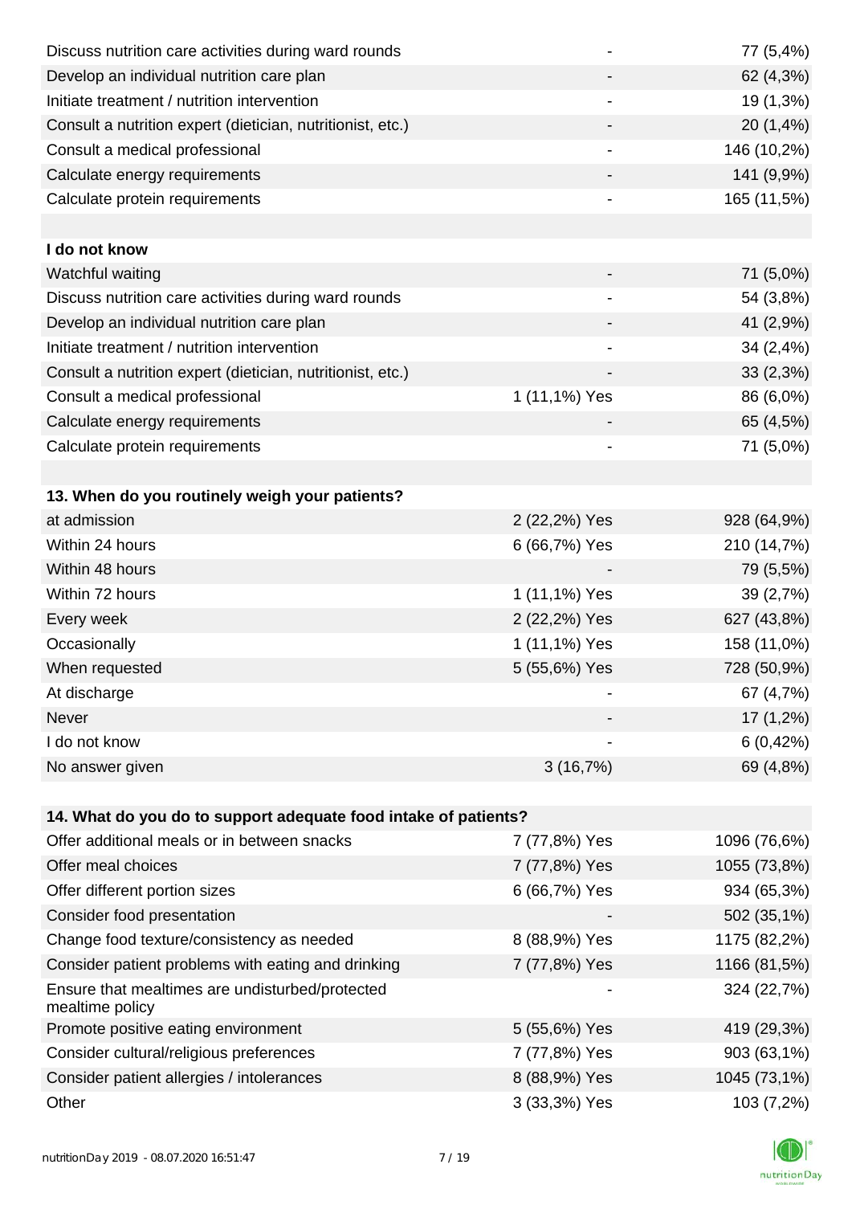| | | |
|---|---|---|
| Discuss nutrition care activities during ward rounds | - | 77 (5,4%) |
| Develop an individual nutrition care plan | - | 62 (4,3%) |
| Initiate treatment / nutrition intervention | - | 19 (1,3%) |
| Consult a nutrition expert (dietician, nutritionist, etc.) | - | 20 (1,4%) |
| Consult a medical professional | - | 146 (10,2%) |
| Calculate energy requirements | - | 141 (9,9%) |
| Calculate protein requirements | - | 165 (11,5%) |
| | | |
| **I do not know** | | |
| Watchful waiting | - | 71 (5,0%) |
| Discuss nutrition care activities during ward rounds | - | 54 (3,8%) |
| Develop an individual nutrition care plan | - | 41 (2,9%) |
| Initiate treatment / nutrition intervention | - | 34 (2,4%) |
| Consult a nutrition expert (dietician, nutritionist, etc.) | - | 33 (2,3%) |
| Consult a medical professional | 1 (11,1%) Yes | 86 (6,0%) |
| Calculate energy requirements | - | 65 (4,5%) |
| Calculate protein requirements | - | 71 (5,0%) |

| **13. When do you routinely weigh your patients?** | | |
|---|---|---|
| at admission | 2 (22,2%) Yes | 928 (64,9%) |
| Within 24 hours | 6 (66,7%) Yes | 210 (14,7%) |
| Within 48 hours | - | 79 (5,5%) |
| Within 72 hours | 1 (11,1%) Yes | 39 (2,7%) |
| Every week | 2 (22,2%) Yes | 627 (43,8%) |
| Occasionally | 1 (11,1%) Yes | 158 (11,0%) |
| When requested | 5 (55,6%) Yes | 728 (50,9%) |
| At discharge | - | 67 (4,7%) |
| Never | - | 17 (1,2%) |
| I do not know | - | 6 (0,42%) |
| No answer given | 3 (16,7%) | 69 (4,8%) |

| **14. What do you do to support adequate food intake of patients?** | | |
|---|---|---|
| Offer additional meals or in between snacks | 7 (77,8%) Yes | 1096 (76,6%) |
| Offer meal choices | 7 (77,8%) Yes | 1055 (73,8%) |
| Offer different portion sizes | 6 (66,7%) Yes | 934 (65,3%) |
| Consider food presentation | - | 502 (35,1%) |
| Change food texture/consistency as needed | 8 (88,9%) Yes | 1175 (82,2%) |
| Consider patient problems with eating and drinking | 7 (77,8%) Yes | 1166 (81,5%) |
| Ensure that mealtimes are undisturbed/protected mealtime policy | - | 324 (22,7%) |
| Promote positive eating environment | 5 (55,6%) Yes | 419 (29,3%) |
| Consider cultural/religious preferences | 7 (77,8%) Yes | 903 (63,1%) |
| Consider patient allergies / intolerances | 8 (88,9%) Yes | 1045 (73,1%) |
| Other | 3 (33,3%) Yes | 103 (7,2%) |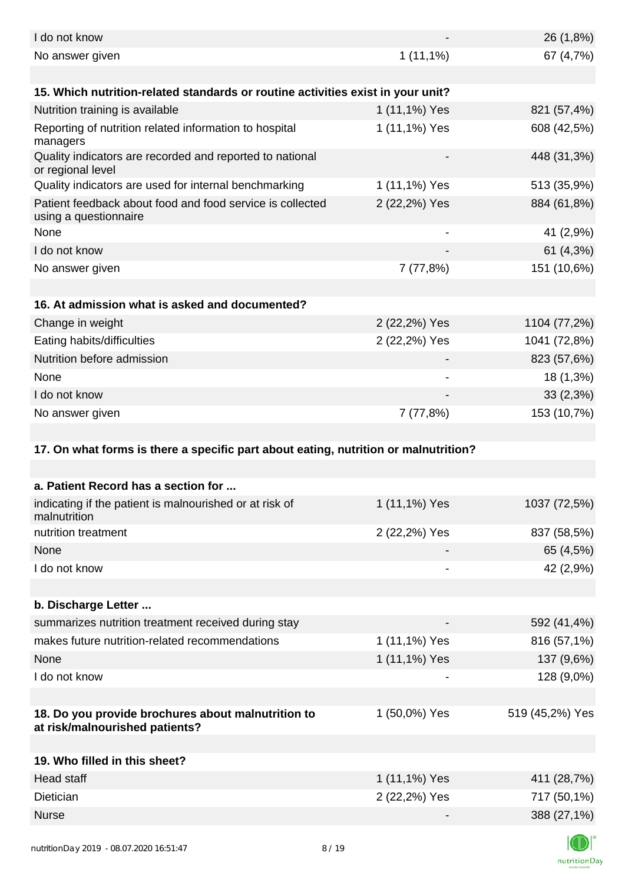| | | |
|---|---|---|
| I do not know | - | 26 (1,8%) |
| No answer given | 1 (11,1%) | 67 (4,7%) |

| 15. Which nutrition-related standards or routine activities exist in your unit? | | |
|---|---|---|
| Nutrition training is available | 1 (11,1%) Yes | 821 (57,4%) |
| Reporting of nutrition related information to hospital managers | 1 (11,1%) Yes | 608 (42,5%) |
| Quality indicators are recorded and reported to national or regional level | - | 448 (31,3%) |
| Quality indicators are used for internal benchmarking | 1 (11,1%) Yes | 513 (35,9%) |
| Patient feedback about food and food service is collected using a questionnaire | 2 (22,2%) Yes | 884 (61,8%) |
| None | - | 41 (2,9%) |
| I do not know | - | 61 (4,3%) |
| No answer given | 7 (77,8%) | 151 (10,6%) |

| 16. At admission what is asked and documented? | | |
|---|---|---|
| Change in weight | 2 (22,2%) Yes | 1104 (77,2%) |
| Eating habits/difficulties | 2 (22,2%) Yes | 1041 (72,8%) |
| Nutrition before admission | - | 823 (57,6%) |
| None | - | 18 (1,3%) |
| I do not know | - | 33 (2,3%) |
| No answer given | 7 (77,8%) | 153 (10,7%) |

**17. On what forms is there a specific part about eating, nutrition or malnutrition?**

| a. Patient Record has a section for ... | | |
|---|---|---|
| indicating if the patient is malnourished or at risk of malnutrition | 1 (11,1%) Yes | 1037 (72,5%) |
| nutrition treatment | 2 (22,2%) Yes | 837 (58,5%) |
| None | - | 65 (4,5%) |
| I do not know | - | 42 (2,9%) |

| b. Discharge Letter ... | | |
|---|---|---|
| summarizes nutrition treatment received during stay | - | 592 (41,4%) |
| makes future nutrition-related recommendations | 1 (11,1%) Yes | 816 (57,1%) |
| None | 1 (11,1%) Yes | 137 (9,6%) |
| I do not know | - | 128 (9,0%) |

| 18. Do you provide brochures about malnutrition to at risk/malnourished patients? | 1 (50,0%) Yes | 519 (45,2%) Yes |
|---|---|---|

| 19. Who filled in this sheet? | | |
|---|---|---|
| Head staff | 1 (11,1%) Yes | 411 (28,7%) |
| Dietician | 2 (22,2%) Yes | 717 (50,1%) |
| Nurse | - | 388 (27,1%) |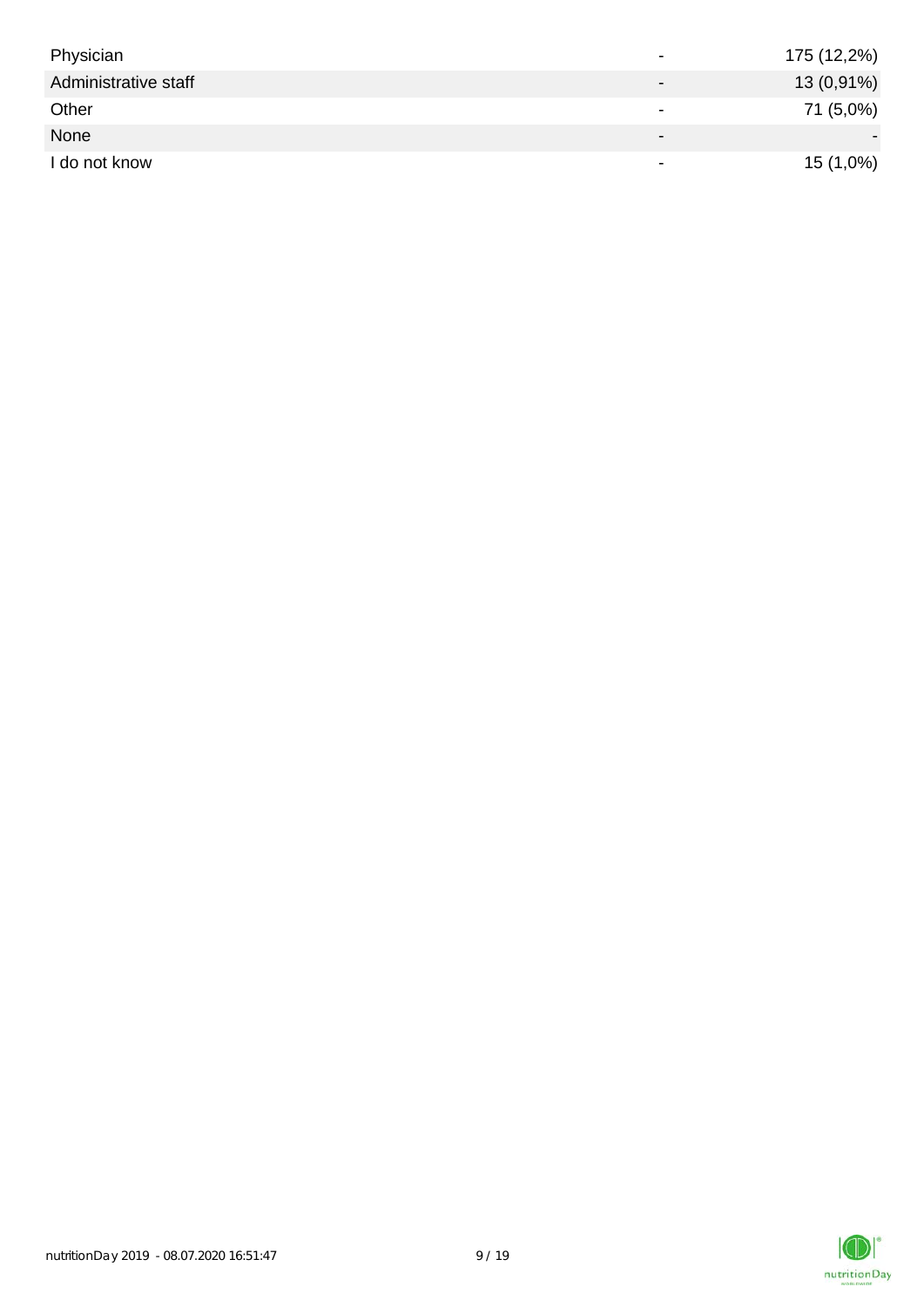|  |  |  |
| --- | --- | --- |
| Physician | - | 175 (12,2%) |
| Administrative staff | - | 13 (0,91%) |
| Other | - | 71 (5,0%) |
| None | - | - |
| I do not know | - | 15 (1,0%) |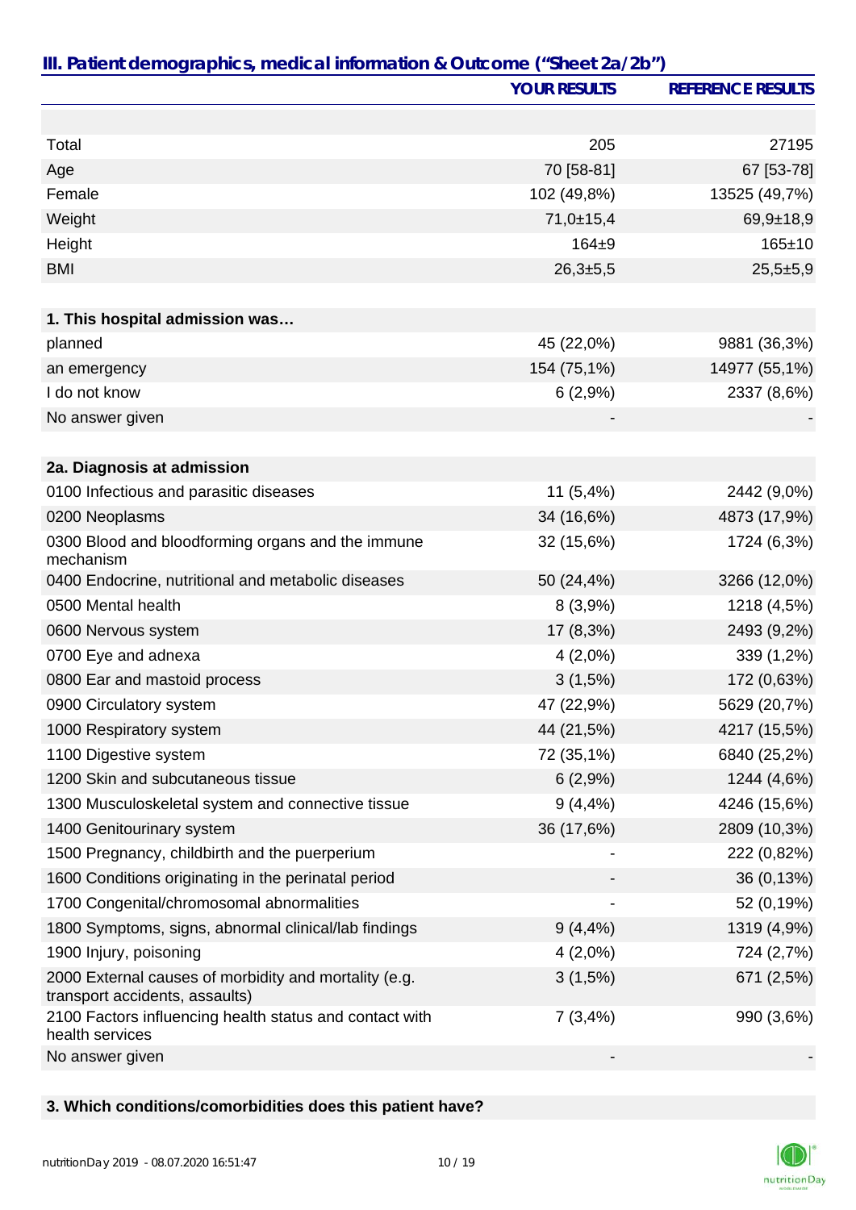## III. Patient demographics, medical information & Outcome ("Sheet 2a/2b")

| | YOUR RESULTS | REFERENCE RESULTS |
|---|---|---|
| | | |
| Total | 205 | 27195 |
| Age | 70 [58-81] | 67 [53-78] |
| Female | 102 (49,8%) | 13525 (49,7%) |
| Weight | 71,0±15,4 | 69,9±18,9 |
| Height | 164±9 | 165±10 |
| BMI | 26,3±5,5 | 25,5±5,9 |
| | | |
| **1. This hospital admission was…** | | |
| planned | 45 (22,0%) | 9881 (36,3%) |
| an emergency | 154 (75,1%) | 14977 (55,1%) |
| I do not know | 6 (2,9%) | 2337 (8,6%) |
| No answer given | - | - |
| | | |
| **2a. Diagnosis at admission** | | |
| 0100 Infectious and parasitic diseases | 11 (5,4%) | 2442 (9,0%) |
| 0200 Neoplasms | 34 (16,6%) | 4873 (17,9%) |
| 0300 Blood and bloodforming organs and the immune mechanism | 32 (15,6%) | 1724 (6,3%) |
| 0400 Endocrine, nutritional and metabolic diseases | 50 (24,4%) | 3266 (12,0%) |
| 0500 Mental health | 8 (3,9%) | 1218 (4,5%) |
| 0600 Nervous system | 17 (8,3%) | 2493 (9,2%) |
| 0700 Eye and adnexa | 4 (2,0%) | 339 (1,2%) |
| 0800 Ear and mastoid process | 3 (1,5%) | 172 (0,63%) |
| 0900 Circulatory system | 47 (22,9%) | 5629 (20,7%) |
| 1000 Respiratory system | 44 (21,5%) | 4217 (15,5%) |
| 1100 Digestive system | 72 (35,1%) | 6840 (25,2%) |
| 1200 Skin and subcutaneous tissue | 6 (2,9%) | 1244 (4,6%) |
| 1300 Musculoskeletal system and connective tissue | 9 (4,4%) | 4246 (15,6%) |
| 1400 Genitourinary system | 36 (17,6%) | 2809 (10,3%) |
| 1500 Pregnancy, childbirth and the puerperium | - | 222 (0,82%) |
| 1600 Conditions originating in the perinatal period | - | 36 (0,13%) |
| 1700 Congenital/chromosomal abnormalities | - | 52 (0,19%) |
| 1800 Symptoms, signs, abnormal clinical/lab findings | 9 (4,4%) | 1319 (4,9%) |
| 1900 Injury, poisoning | 4 (2,0%) | 724 (2,7%) |
| 2000 External causes of morbidity and mortality (e.g. transport accidents, assaults) | 3 (1,5%) | 671 (2,5%) |
| 2100 Factors influencing health status and contact with health services | 7 (3,4%) | 990 (3,6%) |
| No answer given | - | - |

**3. Which conditions/comorbidities does this patient have?**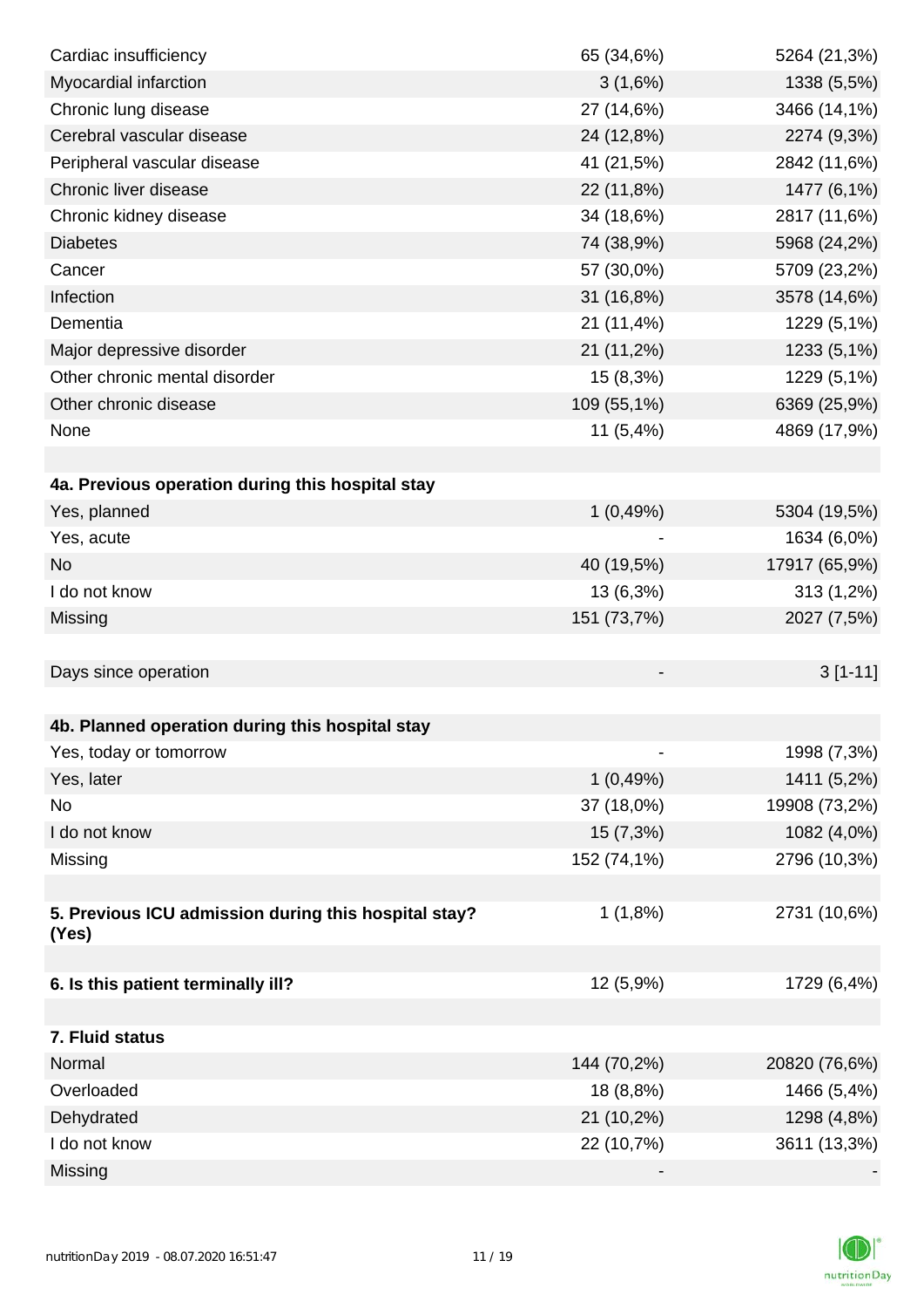| | | |
|---|---|---|
| Cardiac insufficiency | 65 (34,6%) | 5264 (21,3%) |
| Myocardial infarction | 3 (1,6%) | 1338 (5,5%) |
| Chronic lung disease | 27 (14,6%) | 3466 (14,1%) |
| Cerebral vascular disease | 24 (12,8%) | 2274 (9,3%) |
| Peripheral vascular disease | 41 (21,5%) | 2842 (11,6%) |
| Chronic liver disease | 22 (11,8%) | 1477 (6,1%) |
| Chronic kidney disease | 34 (18,6%) | 2817 (11,6%) |
| Diabetes | 74 (38,9%) | 5968 (24,2%) |
| Cancer | 57 (30,0%) | 5709 (23,2%) |
| Infection | 31 (16,8%) | 3578 (14,6%) |
| Dementia | 21 (11,4%) | 1229 (5,1%) |
| Major depressive disorder | 21 (11,2%) | 1233 (5,1%) |
| Other chronic mental disorder | 15 (8,3%) | 1229 (5,1%) |
| Other chronic disease | 109 (55,1%) | 6369 (25,9%) |
| None | 11 (5,4%) | 4869 (17,9%) |
| | | |
| **4a. Previous operation during this hospital stay** | | |
| Yes, planned | 1 (0,49%) | 5304 (19,5%) |
| Yes, acute | - | 1634 (6,0%) |
| No | 40 (19,5%) | 17917 (65,9%) |
| I do not know | 13 (6,3%) | 313 (1,2%) |
| Missing | 151 (73,7%) | 2027 (7,5%) |
| | | |
| Days since operation | - | 3 [1-11] |
| | | |
| **4b. Planned operation during this hospital stay** | | |
| Yes, today or tomorrow | - | 1998 (7,3%) |
| Yes, later | 1 (0,49%) | 1411 (5,2%) |
| No | 37 (18,0%) | 19908 (73,2%) |
| I do not know | 15 (7,3%) | 1082 (4,0%) |
| Missing | 152 (74,1%) | 2796 (10,3%) |
| | | |
| **5. Previous ICU admission during this hospital stay? (Yes)** | 1 (1,8%) | 2731 (10,6%) |
| | | |
| **6. Is this patient terminally ill?** | 12 (5,9%) | 1729 (6,4%) |
| | | |
| **7. Fluid status** | | |
| Normal | 144 (70,2%) | 20820 (76,6%) |
| Overloaded | 18 (8,8%) | 1466 (5,4%) |
| Dehydrated | 21 (10,2%) | 1298 (4,8%) |
| I do not know | 22 (10,7%) | 3611 (13,3%) |
| Missing | - | - |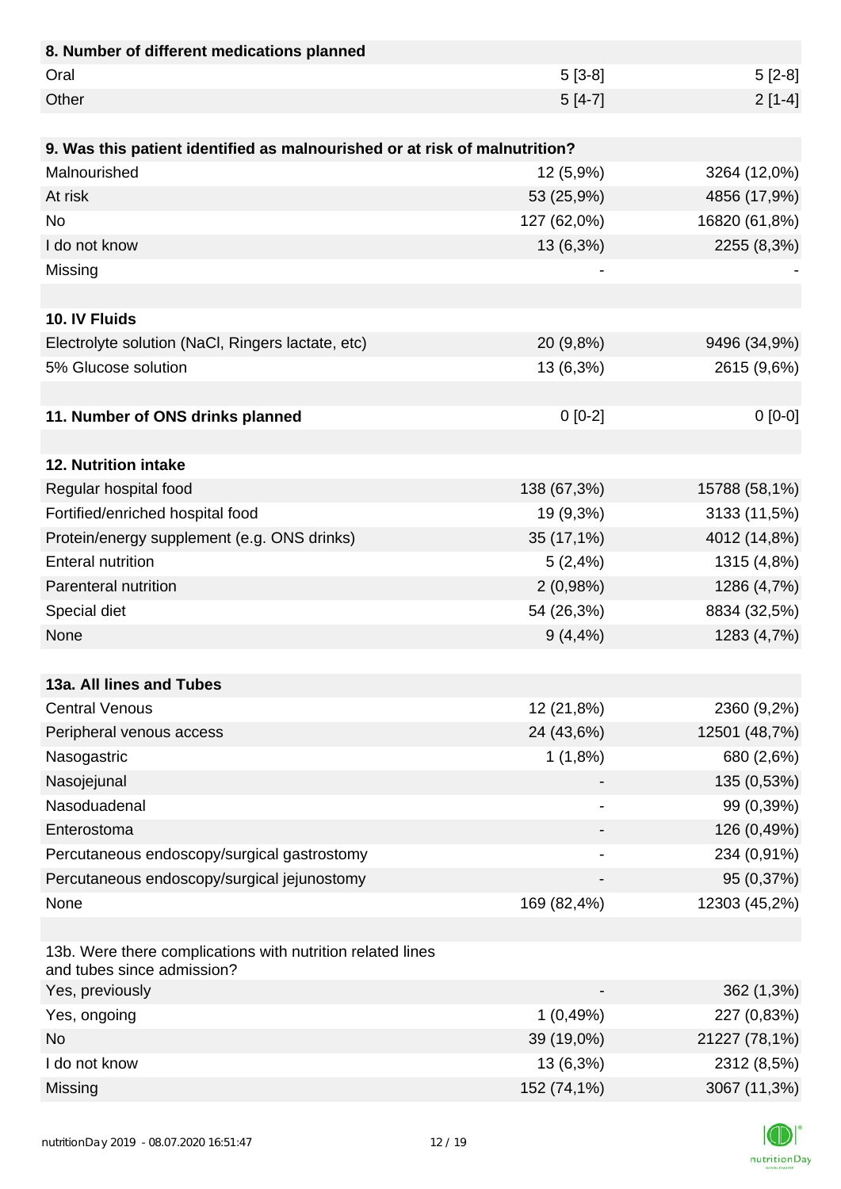| 8. Number of different medications planned | | |
|---|---|---|
| Oral | 5 [3-8] | 5 [2-8] |
| Other | 5 [4-7] | 2 [1-4] |

| 9. Was this patient identified as malnourished or at risk of malnutrition? | | |
|---|---|---|
| Malnourished | 12 (5,9%) | 3264 (12,0%) |
| At risk | 53 (25,9%) | 4856 (17,9%) |
| No | 127 (62,0%) | 16820 (61,8%) |
| I do not know | 13 (6,3%) | 2255 (8,3%) |
| Missing | - | - |

| 10. IV Fluids | | |
|---|---|---|
| Electrolyte solution (NaCl, Ringers lactate, etc) | 20 (9,8%) | 9496 (34,9%) |
| 5% Glucose solution | 13 (6,3%) | 2615 (9,6%) |

| 11. Number of ONS drinks planned | 0 [0-2] | 0 [0-0] |
|---|---|---|

| 12. Nutrition intake | | |
|---|---|---|
| Regular hospital food | 138 (67,3%) | 15788 (58,1%) |
| Fortified/enriched hospital food | 19 (9,3%) | 3133 (11,5%) |
| Protein/energy supplement (e.g. ONS drinks) | 35 (17,1%) | 4012 (14,8%) |
| Enteral nutrition | 5 (2,4%) | 1315 (4,8%) |
| Parenteral nutrition | 2 (0,98%) | 1286 (4,7%) |
| Special diet | 54 (26,3%) | 8834 (32,5%) |
| None | 9 (4,4%) | 1283 (4,7%) |

| 13a. All lines and Tubes | | |
|---|---|---|
| Central Venous | 12 (21,8%) | 2360 (9,2%) |
| Peripheral venous access | 24 (43,6%) | 12501 (48,7%) |
| Nasogastric | 1 (1,8%) | 680 (2,6%) |
| Nasojejunal | - | 135 (0,53%) |
| Nasoduadenal | - | 99 (0,39%) |
| Enterostoma | - | 126 (0,49%) |
| Percutaneous endoscopy/surgical gastrostomy | - | 234 (0,91%) |
| Percutaneous endoscopy/surgical jejunostomy | - | 95 (0,37%) |
| None | 169 (82,4%) | 12303 (45,2%) |

| 13b. Were there complications with nutrition related lines and tubes since admission? | | |
|---|---|---|
| Yes, previously | - | 362 (1,3%) |
| Yes, ongoing | 1 (0,49%) | 227 (0,83%) |
| No | 39 (19,0%) | 21227 (78,1%) |
| I do not know | 13 (6,3%) | 2312 (8,5%) |
| Missing | 152 (74,1%) | 3067 (11,3%) |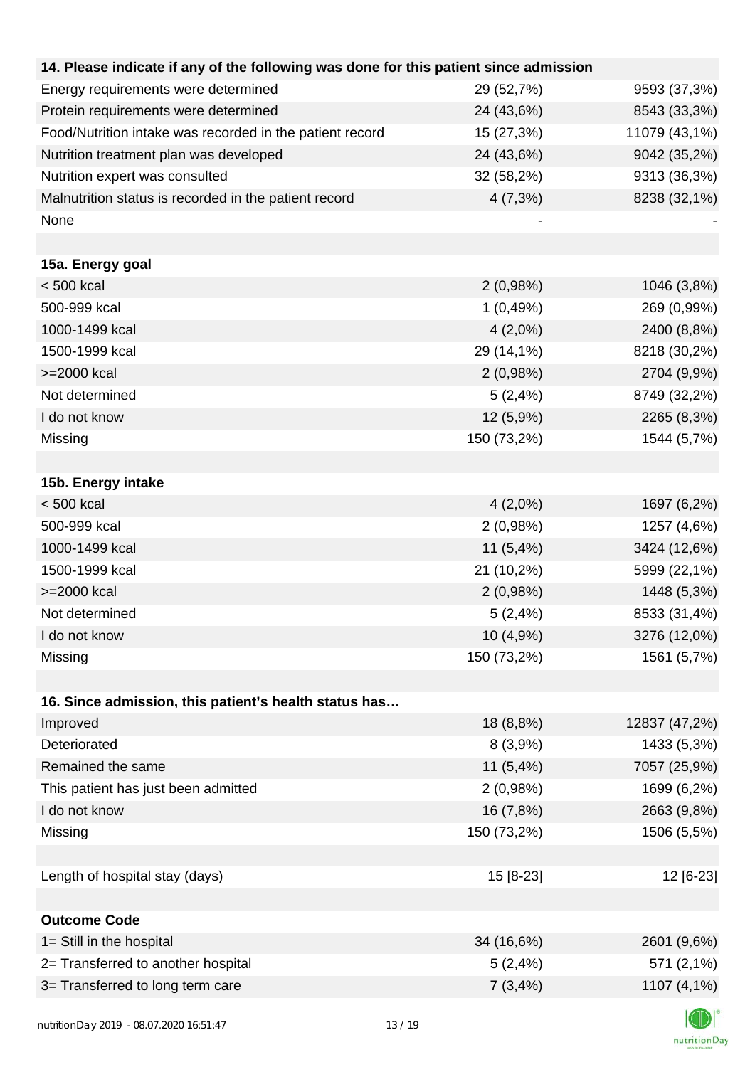| 14. Please indicate if any of the following was done for this patient since admission | | |
|---|---|---|
| Energy requirements were determined | 29 (52,7%) | 9593 (37,3%) |
| Protein requirements were determined | 24 (43,6%) | 8543 (33,3%) |
| Food/Nutrition intake was recorded in the patient record | 15 (27,3%) | 11079 (43,1%) |
| Nutrition treatment plan was developed | 24 (43,6%) | 9042 (35,2%) |
| Nutrition expert was consulted | 32 (58,2%) | 9313 (36,3%) |
| Malnutrition status is recorded in the patient record | 4 (7,3%) | 8238 (32,1%) |
| None | - | - |
| | | |
| **15a. Energy goal** | | |
| < 500 kcal | 2 (0,98%) | 1046 (3,8%) |
| 500-999 kcal | 1 (0,49%) | 269 (0,99%) |
| 1000-1499 kcal | 4 (2,0%) | 2400 (8,8%) |
| 1500-1999 kcal | 29 (14,1%) | 8218 (30,2%) |
| >=2000 kcal | 2 (0,98%) | 2704 (9,9%) |
| Not determined | 5 (2,4%) | 8749 (32,2%) |
| I do not know | 12 (5,9%) | 2265 (8,3%) |
| Missing | 150 (73,2%) | 1544 (5,7%) |
| | | |
| **15b. Energy intake** | | |
| < 500 kcal | 4 (2,0%) | 1697 (6,2%) |
| 500-999 kcal | 2 (0,98%) | 1257 (4,6%) |
| 1000-1499 kcal | 11 (5,4%) | 3424 (12,6%) |
| 1500-1999 kcal | 21 (10,2%) | 5999 (22,1%) |
| >=2000 kcal | 2 (0,98%) | 1448 (5,3%) |
| Not determined | 5 (2,4%) | 8533 (31,4%) |
| I do not know | 10 (4,9%) | 3276 (12,0%) |
| Missing | 150 (73,2%) | 1561 (5,7%) |
| | | |
| **16. Since admission, this patient's health status has…** | | |
| Improved | 18 (8,8%) | 12837 (47,2%) |
| Deteriorated | 8 (3,9%) | 1433 (5,3%) |
| Remained the same | 11 (5,4%) | 7057 (25,9%) |
| This patient has just been admitted | 2 (0,98%) | 1699 (6,2%) |
| I do not know | 16 (7,8%) | 2663 (9,8%) |
| Missing | 150 (73,2%) | 1506 (5,5%) |
| | | |
| Length of hospital stay (days) | 15 [8-23] | 12 [6-23] |
| | | |
| **Outcome Code** | | |
| 1= Still in the hospital | 34 (16,6%) | 2601 (9,6%) |
| 2= Transferred to another hospital | 5 (2,4%) | 571 (2,1%) |
| 3= Transferred to long term care | 7 (3,4%) | 1107 (4,1%) |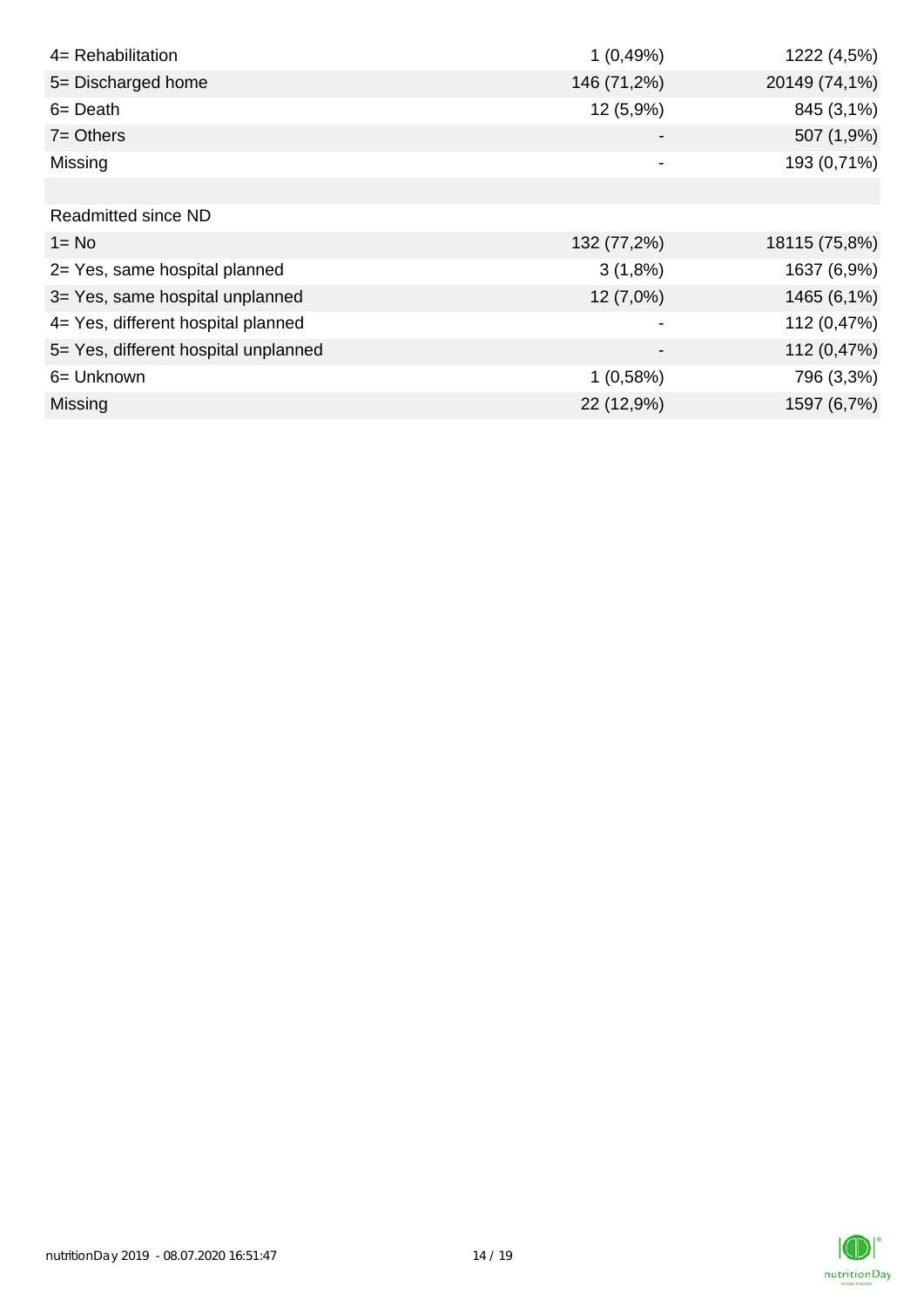| | | |
|---|---|---|
| 4= Rehabilitation | 1 (0,49%) | 1222 (4,5%) |
| 5= Discharged home | 146 (71,2%) | 20149 (74,1%) |
| 6= Death | 12 (5,9%) | 845 (3,1%) |
| 7= Others | - | 507 (1,9%) |
| Missing | - | 193 (0,71%) |
| | | |
| Readmitted since ND | | |
| 1= No | 132 (77,2%) | 18115 (75,8%) |
| 2= Yes, same hospital planned | 3 (1,8%) | 1637 (6,9%) |
| 3= Yes, same hospital unplanned | 12 (7,0%) | 1465 (6,1%) |
| 4= Yes, different hospital planned | - | 112 (0,47%) |
| 5= Yes, different hospital unplanned | - | 112 (0,47%) |
| 6= Unknown | 1 (0,58%) | 796 (3,3%) |
| Missing | 22 (12,9%) | 1597 (6,7%) |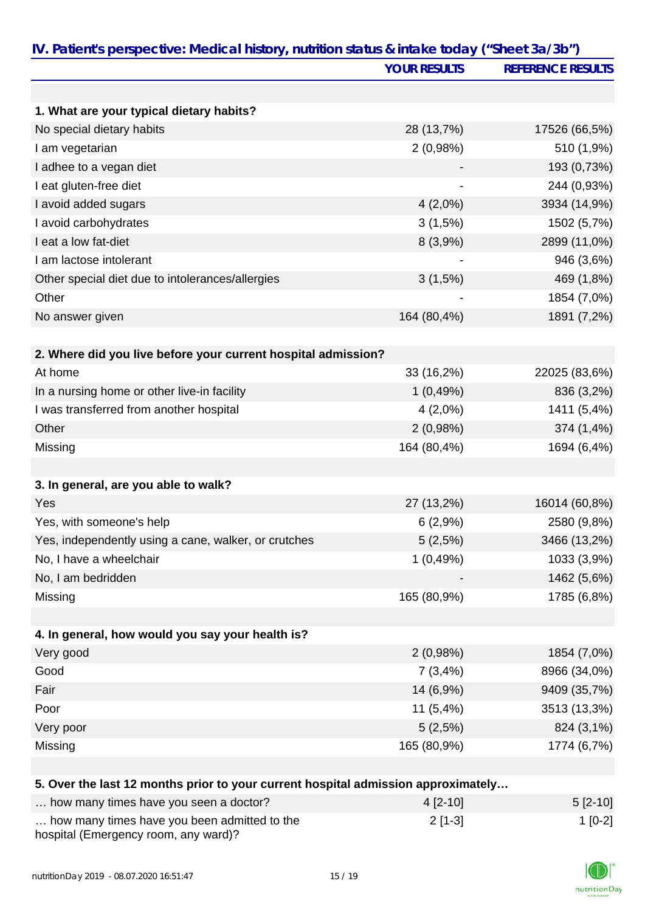## IV. Patient's perspective: Medical history, nutrition status & intake today ("Sheet 3a/3b")

| | YOUR RESULTS | REFERENCE RESULTS |
|---|---|---|
| **1. What are your typical dietary habits?** | | |
| No special dietary habits | 28 (13,7%) | 17526 (66,5%) |
| I am vegetarian | 2 (0,98%) | 510 (1,9%) |
| I adhee to a vegan diet | - | 193 (0,73%) |
| I eat gluten-free diet | - | 244 (0,93%) |
| I avoid added sugars | 4 (2,0%) | 3934 (14,9%) |
| I avoid carbohydrates | 3 (1,5%) | 1502 (5,7%) |
| I eat a low fat-diet | 8 (3,9%) | 2899 (11,0%) |
| I am lactose intolerant | - | 946 (3,6%) |
| Other special diet due to intolerances/allergies | 3 (1,5%) | 469 (1,8%) |
| Other | - | 1854 (7,0%) |
| No answer given | 164 (80,4%) | 1891 (7,2%) |
| **2. Where did you live before your current hospital admission?** | | |
| At home | 33 (16,2%) | 22025 (83,6%) |
| In a nursing home or other live-in facility | 1 (0,49%) | 836 (3,2%) |
| I was transferred from another hospital | 4 (2,0%) | 1411 (5,4%) |
| Other | 2 (0,98%) | 374 (1,4%) |
| Missing | 164 (80,4%) | 1694 (6,4%) |
| **3. In general, are you able to walk?** | | |
| Yes | 27 (13,2%) | 16014 (60,8%) |
| Yes, with someone's help | 6 (2,9%) | 2580 (9,8%) |
| Yes, independently using a cane, walker, or crutches | 5 (2,5%) | 3466 (13,2%) |
| No, I have a wheelchair | 1 (0,49%) | 1033 (3,9%) |
| No, I am bedridden | - | 1462 (5,6%) |
| Missing | 165 (80,9%) | 1785 (6,8%) |
| **4. In general, how would you say your health is?** | | |
| Very good | 2 (0,98%) | 1854 (7,0%) |
| Good | 7 (3,4%) | 8966 (34,0%) |
| Fair | 14 (6,9%) | 9409 (35,7%) |
| Poor | 11 (5,4%) | 3513 (13,3%) |
| Very poor | 5 (2,5%) | 824 (3,1%) |
| Missing | 165 (80,9%) | 1774 (6,7%) |
| **5. Over the last 12 months prior to your current hospital admission approximately…** | | |
| … how many times have you seen a doctor? | 4 [2-10] | 5 [2-10] |
| … how many times have you been admitted to the hospital (Emergency room, any ward)? | 2 [1-3] | 1 [0-2] |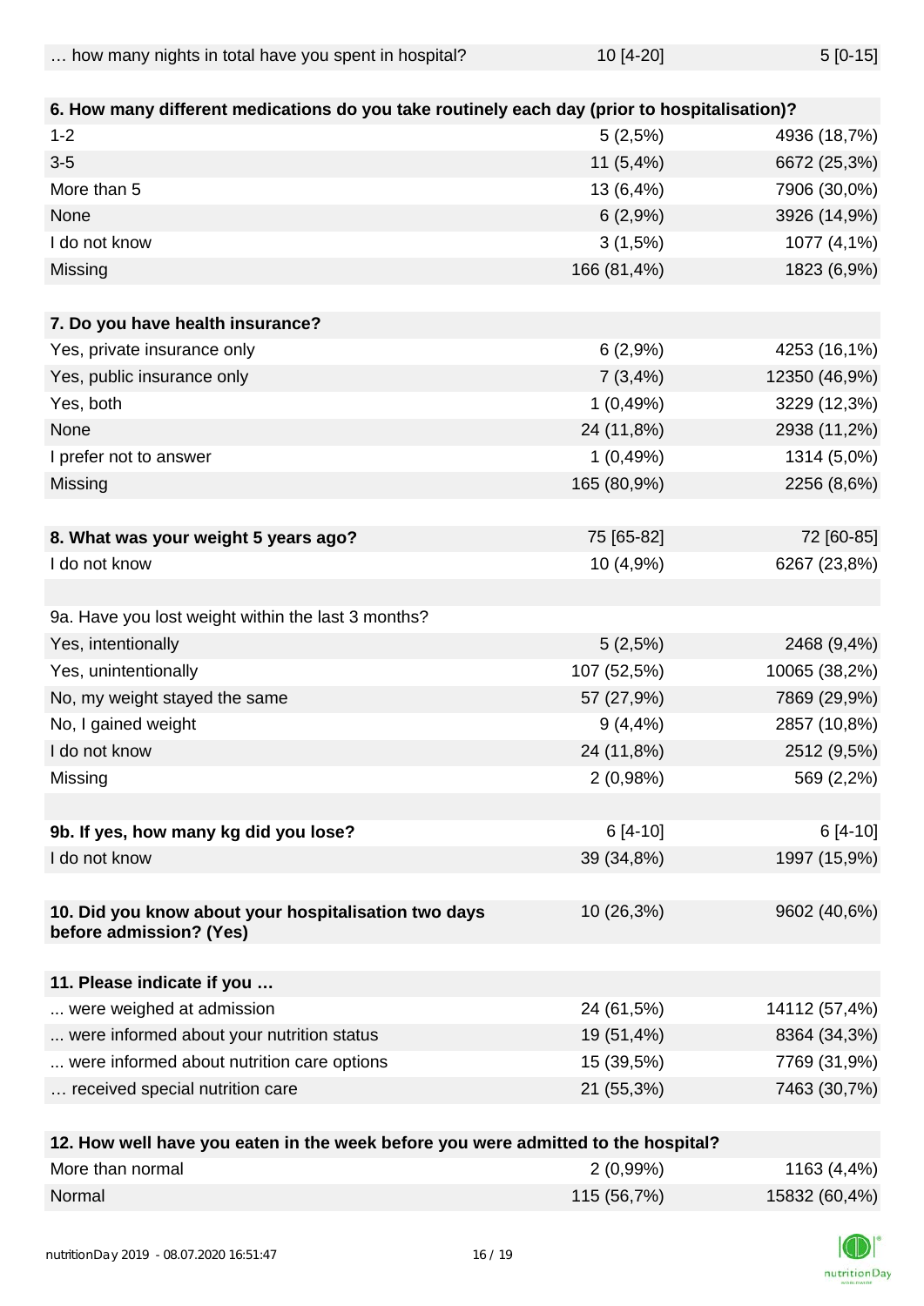| … how many nights in total have you spent in hospital? | 10 [4-20] | 5 [0-15] |
|---|---|---|
| | | |
| **6. How many different medications do you take routinely each day (prior to hospitalisation)?** | | |
| 1-2 | 5 (2,5%) | 4936 (18,7%) |
| 3-5 | 11 (5,4%) | 6672 (25,3%) |
| More than 5 | 13 (6,4%) | 7906 (30,0%) |
| None | 6 (2,9%) | 3926 (14,9%) |
| I do not know | 3 (1,5%) | 1077 (4,1%) |
| Missing | 166 (81,4%) | 1823 (6,9%) |
| | | |
| **7. Do you have health insurance?** | | |
| Yes, private insurance only | 6 (2,9%) | 4253 (16,1%) |
| Yes, public insurance only | 7 (3,4%) | 12350 (46,9%) |
| Yes, both | 1 (0,49%) | 3229 (12,3%) |
| None | 24 (11,8%) | 2938 (11,2%) |
| I prefer not to answer | 1 (0,49%) | 1314 (5,0%) |
| Missing | 165 (80,9%) | 2256 (8,6%) |
| | | |
| **8. What was your weight 5 years ago?** | 75 [65-82] | 72 [60-85] |
| I do not know | 10 (4,9%) | 6267 (23,8%) |
| | | |
| 9a. Have you lost weight within the last 3 months? | | |
| Yes, intentionally | 5 (2,5%) | 2468 (9,4%) |
| Yes, unintentionally | 107 (52,5%) | 10065 (38,2%) |
| No, my weight stayed the same | 57 (27,9%) | 7869 (29,9%) |
| No, I gained weight | 9 (4,4%) | 2857 (10,8%) |
| I do not know | 24 (11,8%) | 2512 (9,5%) |
| Missing | 2 (0,98%) | 569 (2,2%) |
| | | |
| **9b. If yes, how many kg did you lose?** | 6 [4-10] | 6 [4-10] |
| I do not know | 39 (34,8%) | 1997 (15,9%) |
| | | |
| **10. Did you know about your hospitalisation two days before admission? (Yes)** | 10 (26,3%) | 9602 (40,6%) |
| | | |
| **11. Please indicate if you …** | | |
| ... were weighed at admission | 24 (61,5%) | 14112 (57,4%) |
| ... were informed about your nutrition status | 19 (51,4%) | 8364 (34,3%) |
| ... were informed about nutrition care options | 15 (39,5%) | 7769 (31,9%) |
| … received special nutrition care | 21 (55,3%) | 7463 (30,7%) |
| | | |
| **12. How well have you eaten in the week before you were admitted to the hospital?** | | |
| More than normal | 2 (0,99%) | 1163 (4,4%) |
| Normal | 115 (56,7%) | 15832 (60,4%) |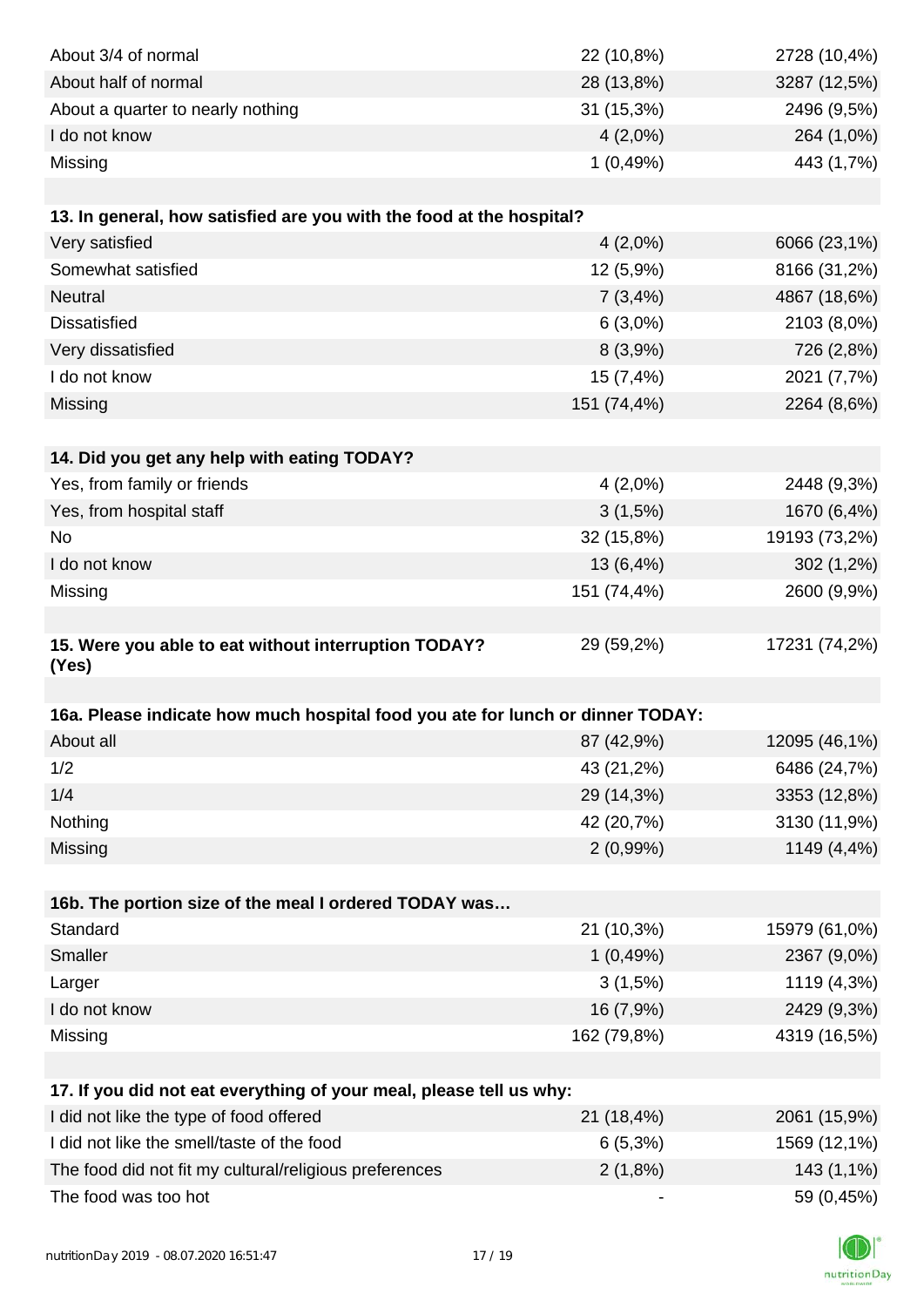| | | |
|---|---|---|
| About 3/4 of normal | 22 (10,8%) | 2728 (10,4%) |
| About half of normal | 28 (13,8%) | 3287 (12,5%) |
| About a quarter to nearly nothing | 31 (15,3%) | 2496 (9,5%) |
| I do not know | 4 (2,0%) | 264 (1,0%) |
| Missing | 1 (0,49%) | 443 (1,7%) |

| **13. In general, how satisfied are you with the food at the hospital?** | | |
|---|---|---|
| Very satisfied | 4 (2,0%) | 6066 (23,1%) |
| Somewhat satisfied | 12 (5,9%) | 8166 (31,2%) |
| Neutral | 7 (3,4%) | 4867 (18,6%) |
| Dissatisfied | 6 (3,0%) | 2103 (8,0%) |
| Very dissatisfied | 8 (3,9%) | 726 (2,8%) |
| I do not know | 15 (7,4%) | 2021 (7,7%) |
| Missing | 151 (74,4%) | 2264 (8,6%) |

| **14. Did you get any help with eating TODAY?** | | |
|---|---|---|
| Yes, from family or friends | 4 (2,0%) | 2448 (9,3%) |
| Yes, from hospital staff | 3 (1,5%) | 1670 (6,4%) |
| No | 32 (15,8%) | 19193 (73,2%) |
| I do not know | 13 (6,4%) | 302 (1,2%) |
| Missing | 151 (74,4%) | 2600 (9,9%) |

| **15. Were you able to eat without interruption TODAY? (Yes)** | 29 (59,2%) | 17231 (74,2%) |
|---|---|---|

| **16a. Please indicate how much hospital food you ate for lunch or dinner TODAY:** | | |
|---|---|---|
| About all | 87 (42,9%) | 12095 (46,1%) |
| 1/2 | 43 (21,2%) | 6486 (24,7%) |
| 1/4 | 29 (14,3%) | 3353 (12,8%) |
| Nothing | 42 (20,7%) | 3130 (11,9%) |
| Missing | 2 (0,99%) | 1149 (4,4%) |

| **16b. The portion size of the meal I ordered TODAY was…** | | |
|---|---|---|
| Standard | 21 (10,3%) | 15979 (61,0%) |
| Smaller | 1 (0,49%) | 2367 (9,0%) |
| Larger | 3 (1,5%) | 1119 (4,3%) |
| I do not know | 16 (7,9%) | 2429 (9,3%) |
| Missing | 162 (79,8%) | 4319 (16,5%) |

| **17. If you did not eat everything of your meal, please tell us why:** | | |
|---|---|---|
| I did not like the type of food offered | 21 (18,4%) | 2061 (15,9%) |
| I did not like the smell/taste of the food | 6 (5,3%) | 1569 (12,1%) |
| The food did not fit my cultural/religious preferences | 2 (1,8%) | 143 (1,1%) |
| The food was too hot | - | 59 (0,45%) |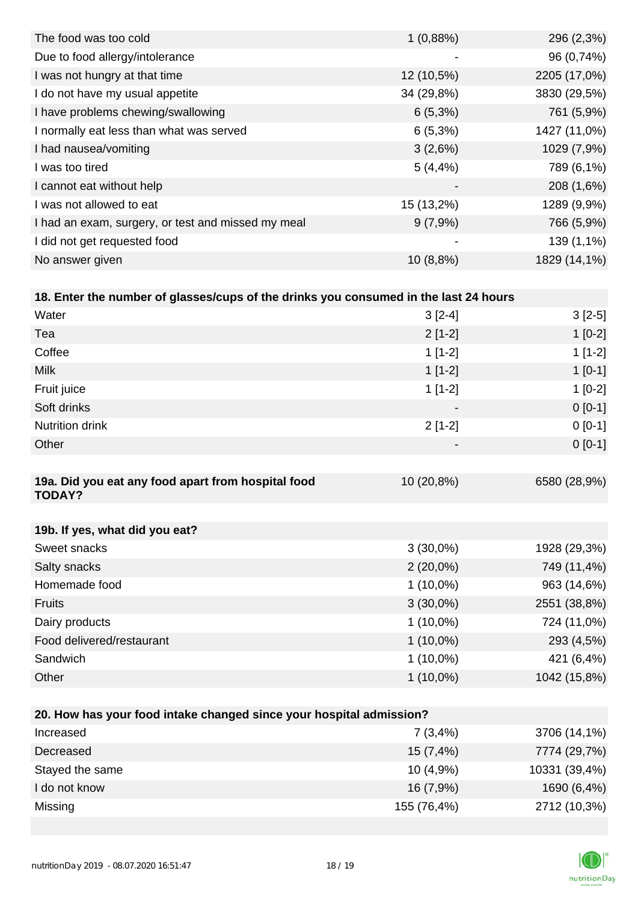| | | |
|---|---|---|
| The food was too cold | 1 (0,88%) | 296 (2,3%) |
| Due to food allergy/intolerance | - | 96 (0,74%) |
| I was not hungry at that time | 12 (10,5%) | 2205 (17,0%) |
| I do not have my usual appetite | 34 (29,8%) | 3830 (29,5%) |
| I have problems chewing/swallowing | 6 (5,3%) | 761 (5,9%) |
| I normally eat less than what was served | 6 (5,3%) | 1427 (11,0%) |
| I had nausea/vomiting | 3 (2,6%) | 1029 (7,9%) |
| I was too tired | 5 (4,4%) | 789 (6,1%) |
| I cannot eat without help | - | 208 (1,6%) |
| I was not allowed to eat | 15 (13,2%) | 1289 (9,9%) |
| I had an exam, surgery, or test and missed my meal | 9 (7,9%) | 766 (5,9%) |
| I did not get requested food | - | 139 (1,1%) |
| No answer given | 10 (8,8%) | 1829 (14,1%) |

| **18. Enter the number of glasses/cups of the drinks you consumed in the last 24 hours** | | |
|---|---|---|
| Water | 3 [2-4] | 3 [2-5] |
| Tea | 2 [1-2] | 1 [0-2] |
| Coffee | 1 [1-2] | 1 [1-2] |
| Milk | 1 [1-2] | 1 [0-1] |
| Fruit juice | 1 [1-2] | 1 [0-2] |
| Soft drinks | - | 0 [0-1] |
| Nutrition drink | 2 [1-2] | 0 [0-1] |
| Other | - | 0 [0-1] |

| **19a. Did you eat any food apart from hospital food TODAY?** | 10 (20,8%) | 6580 (28,9%) |
|---|---|---|

| **19b. If yes, what did you eat?** | | |
|---|---|---|
| Sweet snacks | 3 (30,0%) | 1928 (29,3%) |
| Salty snacks | 2 (20,0%) | 749 (11,4%) |
| Homemade food | 1 (10,0%) | 963 (14,6%) |
| Fruits | 3 (30,0%) | 2551 (38,8%) |
| Dairy products | 1 (10,0%) | 724 (11,0%) |
| Food delivered/restaurant | 1 (10,0%) | 293 (4,5%) |
| Sandwich | 1 (10,0%) | 421 (6,4%) |
| Other | 1 (10,0%) | 1042 (15,8%) |

| **20. How has your food intake changed since your hospital admission?** | | |
|---|---|---|
| Increased | 7 (3,4%) | 3706 (14,1%) |
| Decreased | 15 (7,4%) | 7774 (29,7%) |
| Stayed the same | 10 (4,9%) | 10331 (39,4%) |
| I do not know | 16 (7,9%) | 1690 (6,4%) |
| Missing | 155 (76,4%) | 2712 (10,3%) |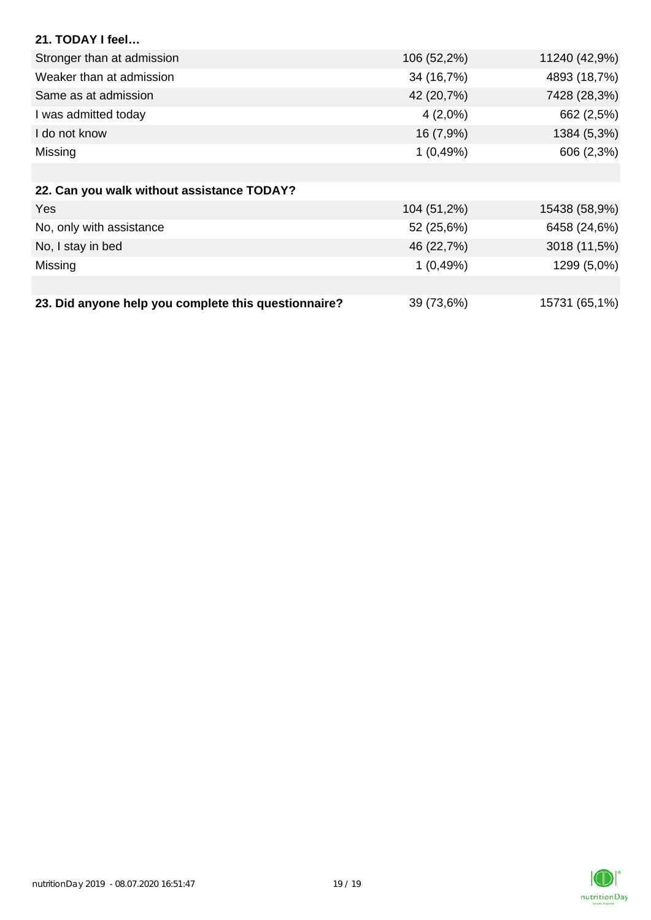| | | |
|---|---|---|
| **21. TODAY I feel…** | | |
| Stronger than at admission | 106 (52,2%) | 11240 (42,9%) |
| Weaker than at admission | 34 (16,7%) | 4893 (18,7%) |
| Same as at admission | 42 (20,7%) | 7428 (28,3%) |
| I was admitted today | 4 (2,0%) | 662 (2,5%) |
| I do not know | 16 (7,9%) | 1384 (5,3%) |
| Missing | 1 (0,49%) | 606 (2,3%) |
| | | |
| **22. Can you walk without assistance TODAY?** | | |
| Yes | 104 (51,2%) | 15438 (58,9%) |
| No, only with assistance | 52 (25,6%) | 6458 (24,6%) |
| No, I stay in bed | 46 (22,7%) | 3018 (11,5%) |
| Missing | 1 (0,49%) | 1299 (5,0%) |
| | | |
| **23. Did anyone help you complete this questionnaire?** | 39 (73,6%) | 15731 (65,1%) |